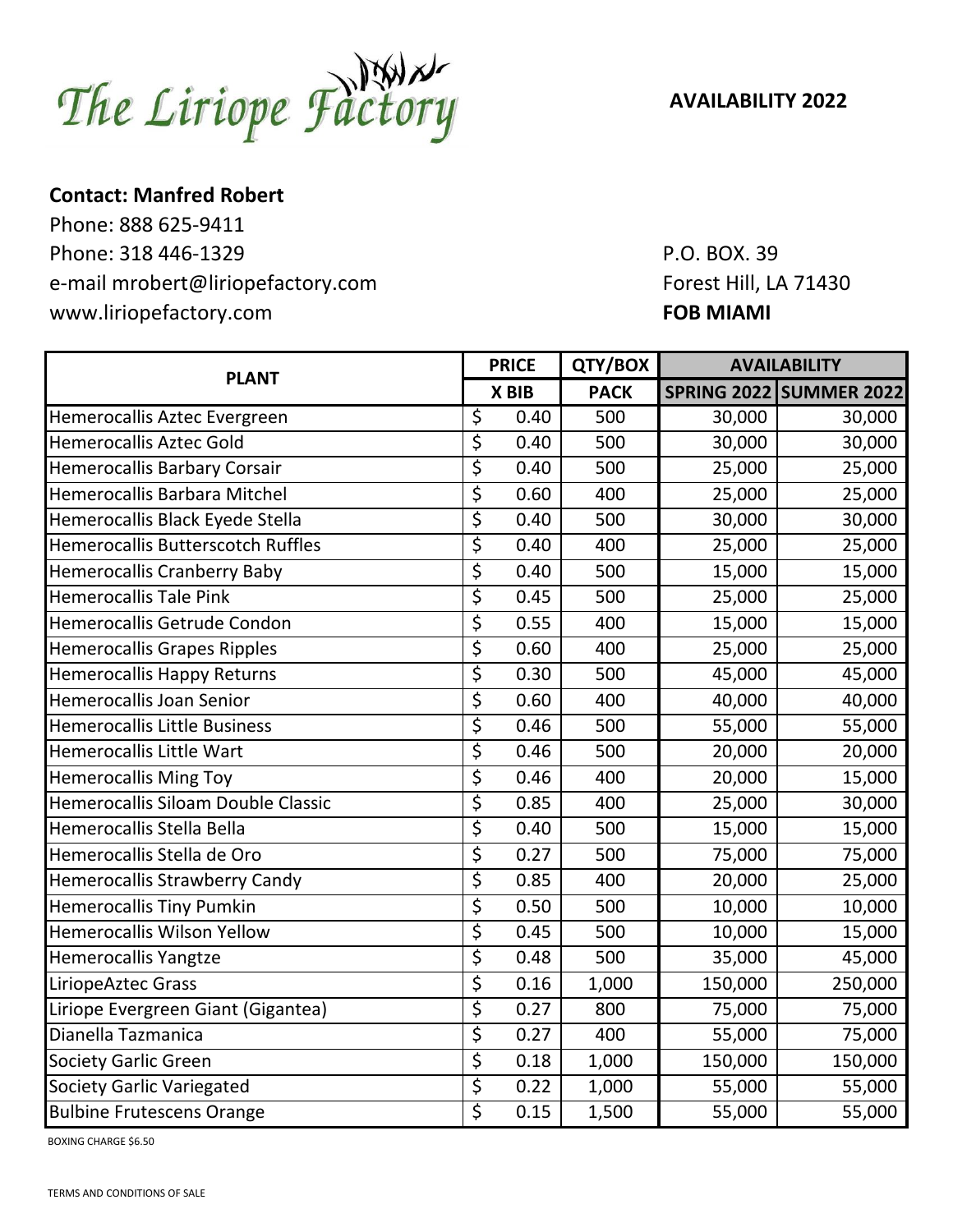# The Liriope Factory

**AVAILABILITY 2022**

**Contact: Manfred Robert**
Phone: 888 625-9411
Phone: 318 446-1329
e-mail mrobert@liriopefactory.com
www.liriopefactory.com

P.O. BOX. 39
Forest Hill, LA 71430
**FOB MIAMI**

| PLANT | PRICE | QTY/BOX | AVAILABILITY | |
|---|---|---|---|---|
| | X BIB | PACK | SPRING 2022 | SUMMER 2022 |
| Hemerocallis Aztec Evergreen | $ 0.40 | 500 | 30,000 | 30,000 |
| Hemerocallis Aztec Gold | $ 0.40 | 500 | 30,000 | 30,000 |
| Hemerocallis Barbary Corsair | $ 0.40 | 500 | 25,000 | 25,000 |
| Hemerocallis Barbara Mitchel | $ 0.60 | 400 | 25,000 | 25,000 |
| Hemerocallis Black Eyede Stella | $ 0.40 | 500 | 30,000 | 30,000 |
| Hemerocallis Butterscotch Ruffles | $ 0.40 | 400 | 25,000 | 25,000 |
| Hemerocallis Cranberry Baby | $ 0.40 | 500 | 15,000 | 15,000 |
| Hemerocallis Tale Pink | $ 0.45 | 500 | 25,000 | 25,000 |
| Hemerocallis Getrude Condon | $ 0.55 | 400 | 15,000 | 15,000 |
| Hemerocallis Grapes Ripples | $ 0.60 | 400 | 25,000 | 25,000 |
| Hemerocallis Happy Returns | $ 0.30 | 500 | 45,000 | 45,000 |
| Hemerocallis Joan Senior | $ 0.60 | 400 | 40,000 | 40,000 |
| Hemerocallis Little Business | $ 0.46 | 500 | 55,000 | 55,000 |
| Hemerocallis Little Wart | $ 0.46 | 500 | 20,000 | 20,000 |
| Hemerocallis Ming Toy | $ 0.46 | 400 | 20,000 | 15,000 |
| Hemerocallis Siloam Double Classic | $ 0.85 | 400 | 25,000 | 30,000 |
| Hemerocallis Stella Bella | $ 0.40 | 500 | 15,000 | 15,000 |
| Hemerocallis Stella de Oro | $ 0.27 | 500 | 75,000 | 75,000 |
| Hemerocallis Strawberry Candy | $ 0.85 | 400 | 20,000 | 25,000 |
| Hemerocallis Tiny Pumkin | $ 0.50 | 500 | 10,000 | 10,000 |
| Hemerocallis Wilson Yellow | $ 0.45 | 500 | 10,000 | 15,000 |
| Hemerocallis Yangtze | $ 0.48 | 500 | 35,000 | 45,000 |
| LiriopeAztec Grass | $ 0.16 | 1,000 | 150,000 | 250,000 |
| Liriope Evergreen Giant (Gigantea) | $ 0.27 | 800 | 75,000 | 75,000 |
| Dianella Tazmanica | $ 0.27 | 400 | 55,000 | 75,000 |
| Society Garlic Green | $ 0.18 | 1,000 | 150,000 | 150,000 |
| Society Garlic Variegated | $ 0.22 | 1,000 | 55,000 | 55,000 |
| Bulbine Frutescens Orange | $ 0.15 | 1,500 | 55,000 | 55,000 |

BOXING CHARGE $6.50

TERMS AND CONDITIONS OF SALE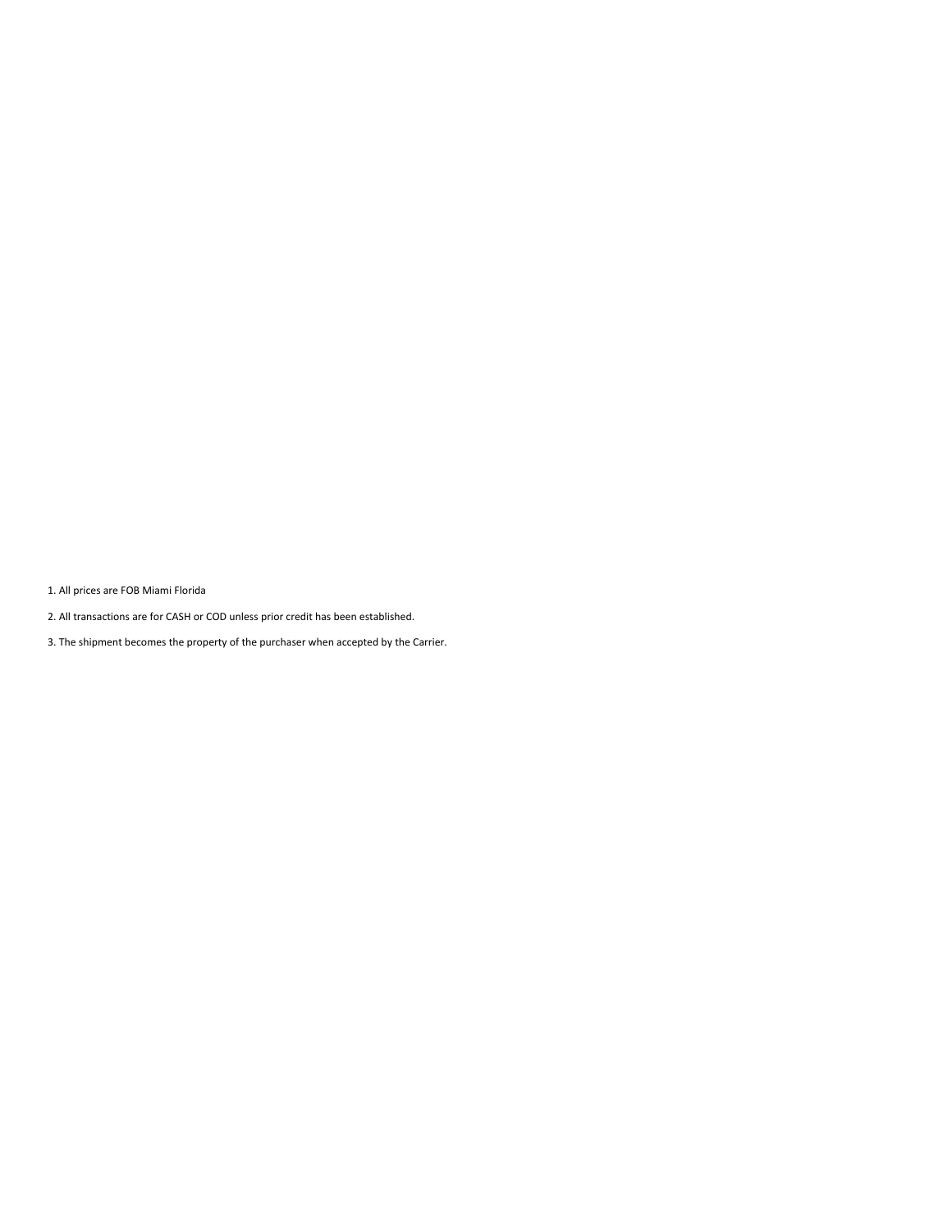1. All prices are FOB Miami Florida
2. All transactions are for CASH or COD unless prior credit has been established.
3. The shipment becomes the property of the purchaser when accepted by the Carrier.